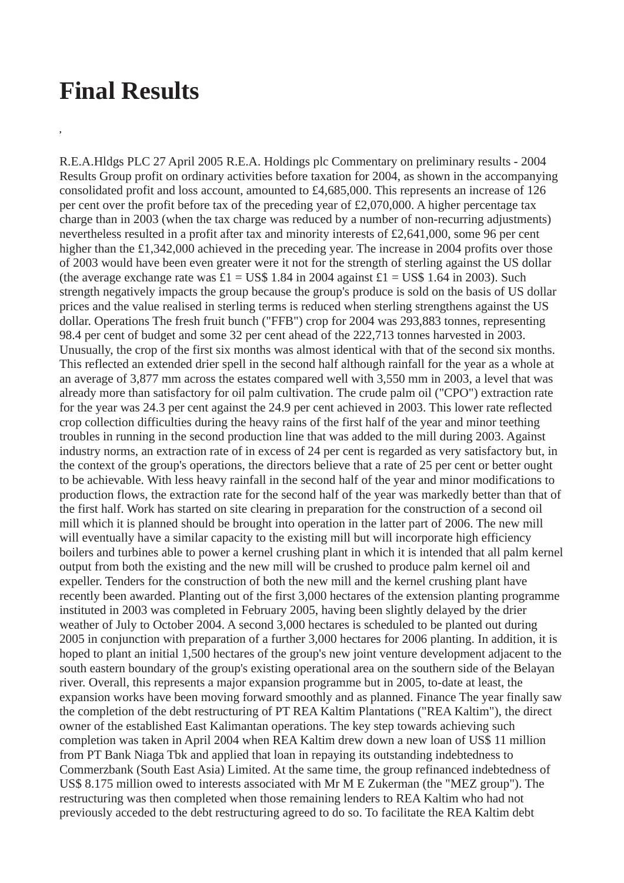# Final Results

,

R.E.A.Hldgs PLC 27 April 2005 R.E.A. Holdings plc Commentary on preliminary results - 2004 Results Group profit on ordinary activities before taxation for 2004, as shown in the accompanying consolidated profit and loss account, amounted to £4,685,000. This represents an increase of 126 per cent over the profit before tax of the preceding year of £2,070,000. A higher percentage tax charge than in 2003 (when the tax charge was reduced by a number of non-recurring adjustments) nevertheless resulted in a profit after tax and minority interests of £2,641,000, some 96 per cent higher than the £1,342,000 achieved in the preceding year. The increase in 2004 profits over those of 2003 would have been even greater were it not for the strength of sterling against the US dollar (the average exchange rate was £1 = US$ 1.84 in 2004 against £1 = US$ 1.64 in 2003). Such strength negatively impacts the group because the group's produce is sold on the basis of US dollar prices and the value realised in sterling terms is reduced when sterling strengthens against the US dollar. Operations The fresh fruit bunch ("FFB") crop for 2004 was 293,883 tonnes, representing 98.4 per cent of budget and some 32 per cent ahead of the 222,713 tonnes harvested in 2003. Unusually, the crop of the first six months was almost identical with that of the second six months. This reflected an extended drier spell in the second half although rainfall for the year as a whole at an average of 3,877 mm across the estates compared well with 3,550 mm in 2003, a level that was already more than satisfactory for oil palm cultivation. The crude palm oil ("CPO") extraction rate for the year was 24.3 per cent against the 24.9 per cent achieved in 2003. This lower rate reflected crop collection difficulties during the heavy rains of the first half of the year and minor teething troubles in running in the second production line that was added to the mill during 2003. Against industry norms, an extraction rate of in excess of 24 per cent is regarded as very satisfactory but, in the context of the group's operations, the directors believe that a rate of 25 per cent or better ought to be achievable. With less heavy rainfall in the second half of the year and minor modifications to production flows, the extraction rate for the second half of the year was markedly better than that of the first half. Work has started on site clearing in preparation for the construction of a second oil mill which it is planned should be brought into operation in the latter part of 2006. The new mill will eventually have a similar capacity to the existing mill but will incorporate high efficiency boilers and turbines able to power a kernel crushing plant in which it is intended that all palm kernel output from both the existing and the new mill will be crushed to produce palm kernel oil and expeller. Tenders for the construction of both the new mill and the kernel crushing plant have recently been awarded. Planting out of the first 3,000 hectares of the extension planting programme instituted in 2003 was completed in February 2005, having been slightly delayed by the drier weather of July to October 2004. A second 3,000 hectares is scheduled to be planted out during 2005 in conjunction with preparation of a further 3,000 hectares for 2006 planting. In addition, it is hoped to plant an initial 1,500 hectares of the group's new joint venture development adjacent to the south eastern boundary of the group's existing operational area on the southern side of the Belayan river. Overall, this represents a major expansion programme but in 2005, to-date at least, the expansion works have been moving forward smoothly and as planned. Finance The year finally saw the completion of the debt restructuring of PT REA Kaltim Plantations ("REA Kaltim"), the direct owner of the established East Kalimantan operations. The key step towards achieving such completion was taken in April 2004 when REA Kaltim drew down a new loan of US$ 11 million from PT Bank Niaga Tbk and applied that loan in repaying its outstanding indebtedness to Commerzbank (South East Asia) Limited. At the same time, the group refinanced indebtedness of US$ 8.175 million owed to interests associated with Mr M E Zukerman (the "MEZ group"). The restructuring was then completed when those remaining lenders to REA Kaltim who had not previously acceded to the debt restructuring agreed to do so. To facilitate the REA Kaltim debt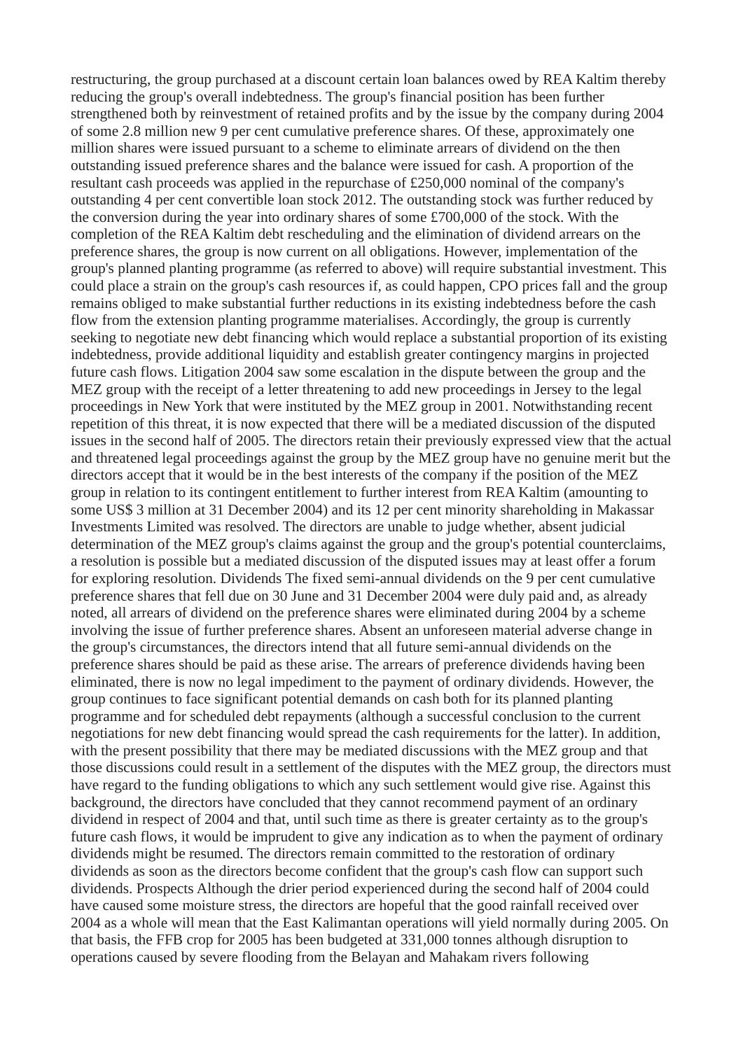restructuring, the group purchased at a discount certain loan balances owed by REA Kaltim thereby reducing the group's overall indebtedness. The group's financial position has been further strengthened both by reinvestment of retained profits and by the issue by the company during 2004 of some 2.8 million new 9 per cent cumulative preference shares. Of these, approximately one million shares were issued pursuant to a scheme to eliminate arrears of dividend on the then outstanding issued preference shares and the balance were issued for cash. A proportion of the resultant cash proceeds was applied in the repurchase of £250,000 nominal of the company's outstanding 4 per cent convertible loan stock 2012. The outstanding stock was further reduced by the conversion during the year into ordinary shares of some £700,000 of the stock. With the completion of the REA Kaltim debt rescheduling and the elimination of dividend arrears on the preference shares, the group is now current on all obligations. However, implementation of the group's planned planting programme (as referred to above) will require substantial investment. This could place a strain on the group's cash resources if, as could happen, CPO prices fall and the group remains obliged to make substantial further reductions in its existing indebtedness before the cash flow from the extension planting programme materialises. Accordingly, the group is currently seeking to negotiate new debt financing which would replace a substantial proportion of its existing indebtedness, provide additional liquidity and establish greater contingency margins in projected future cash flows. Litigation 2004 saw some escalation in the dispute between the group and the MEZ group with the receipt of a letter threatening to add new proceedings in Jersey to the legal proceedings in New York that were instituted by the MEZ group in 2001. Notwithstanding recent repetition of this threat, it is now expected that there will be a mediated discussion of the disputed issues in the second half of 2005. The directors retain their previously expressed view that the actual and threatened legal proceedings against the group by the MEZ group have no genuine merit but the directors accept that it would be in the best interests of the company if the position of the MEZ group in relation to its contingent entitlement to further interest from REA Kaltim (amounting to some US$ 3 million at 31 December 2004) and its 12 per cent minority shareholding in Makassar Investments Limited was resolved. The directors are unable to judge whether, absent judicial determination of the MEZ group's claims against the group and the group's potential counterclaims, a resolution is possible but a mediated discussion of the disputed issues may at least offer a forum for exploring resolution. Dividends The fixed semi-annual dividends on the 9 per cent cumulative preference shares that fell due on 30 June and 31 December 2004 were duly paid and, as already noted, all arrears of dividend on the preference shares were eliminated during 2004 by a scheme involving the issue of further preference shares. Absent an unforeseen material adverse change in the group's circumstances, the directors intend that all future semi-annual dividends on the preference shares should be paid as these arise. The arrears of preference dividends having been eliminated, there is now no legal impediment to the payment of ordinary dividends. However, the group continues to face significant potential demands on cash both for its planned planting programme and for scheduled debt repayments (although a successful conclusion to the current negotiations for new debt financing would spread the cash requirements for the latter). In addition, with the present possibility that there may be mediated discussions with the MEZ group and that those discussions could result in a settlement of the disputes with the MEZ group, the directors must have regard to the funding obligations to which any such settlement would give rise. Against this background, the directors have concluded that they cannot recommend payment of an ordinary dividend in respect of 2004 and that, until such time as there is greater certainty as to the group's future cash flows, it would be imprudent to give any indication as to when the payment of ordinary dividends might be resumed. The directors remain committed to the restoration of ordinary dividends as soon as the directors become confident that the group's cash flow can support such dividends. Prospects Although the drier period experienced during the second half of 2004 could have caused some moisture stress, the directors are hopeful that the good rainfall received over 2004 as a whole will mean that the East Kalimantan operations will yield normally during 2005. On that basis, the FFB crop for 2005 has been budgeted at 331,000 tonnes although disruption to operations caused by severe flooding from the Belayan and Mahakam rivers following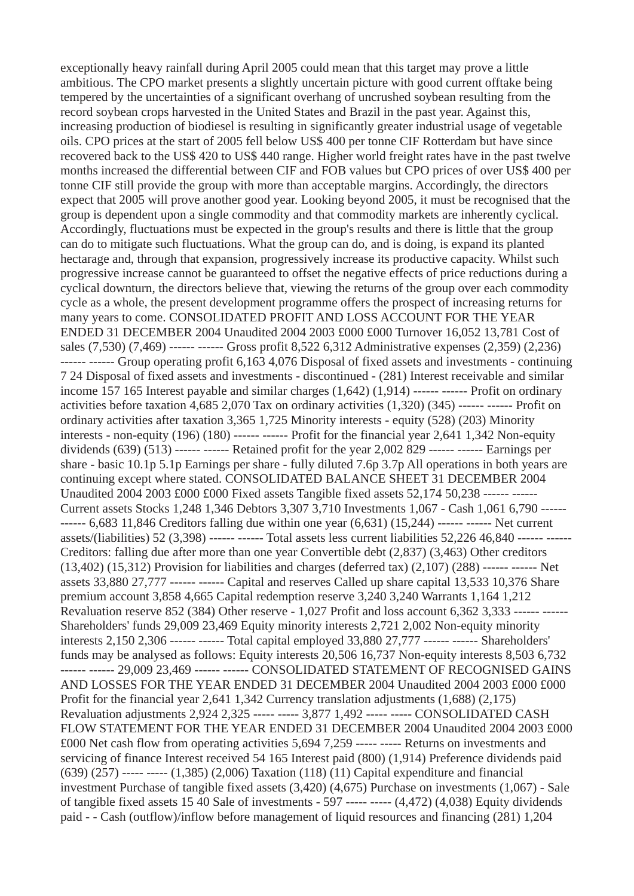exceptionally heavy rainfall during April 2005 could mean that this target may prove a little ambitious. The CPO market presents a slightly uncertain picture with good current offtake being tempered by the uncertainties of a significant overhang of uncrushed soybean resulting from the record soybean crops harvested in the United States and Brazil in the past year. Against this, increasing production of biodiesel is resulting in significantly greater industrial usage of vegetable oils. CPO prices at the start of 2005 fell below US$ 400 per tonne CIF Rotterdam but have since recovered back to the US$ 420 to US$ 440 range. Higher world freight rates have in the past twelve months increased the differential between CIF and FOB values but CPO prices of over US$ 400 per tonne CIF still provide the group with more than acceptable margins. Accordingly, the directors expect that 2005 will prove another good year. Looking beyond 2005, it must be recognised that the group is dependent upon a single commodity and that commodity markets are inherently cyclical. Accordingly, fluctuations must be expected in the group's results and there is little that the group can do to mitigate such fluctuations. What the group can do, and is doing, is expand its planted hectarage and, through that expansion, progressively increase its productive capacity. Whilst such progressive increase cannot be guaranteed to offset the negative effects of price reductions during a cyclical downturn, the directors believe that, viewing the returns of the group over each commodity cycle as a whole, the present development programme offers the prospect of increasing returns for many years to come. CONSOLIDATED PROFIT AND LOSS ACCOUNT FOR THE YEAR ENDED 31 DECEMBER 2004 Unaudited 2004 2003 £000 £000 Turnover 16,052 13,781 Cost of sales (7,530) (7,469) ------ ------ Gross profit 8,522 6,312 Administrative expenses (2,359) (2,236) ------ ------ Group operating profit 6,163 4,076 Disposal of fixed assets and investments - continuing 7 24 Disposal of fixed assets and investments - discontinued - (281) Interest receivable and similar income 157 165 Interest payable and similar charges (1,642) (1,914) ------ ------ Profit on ordinary activities before taxation 4,685 2,070 Tax on ordinary activities (1,320) (345) ------ ------ Profit on ordinary activities after taxation 3,365 1,725 Minority interests - equity (528) (203) Minority interests - non-equity (196) (180) ------ ------ Profit for the financial year 2,641 1,342 Non-equity dividends (639) (513) ------ ------ Retained profit for the year 2,002 829 ------ ------ Earnings per share - basic 10.1p 5.1p Earnings per share - fully diluted 7.6p 3.7p All operations in both years are continuing except where stated. CONSOLIDATED BALANCE SHEET 31 DECEMBER 2004 Unaudited 2004 2003 £000 £000 Fixed assets Tangible fixed assets 52,174 50,238 ------ ------ Current assets Stocks 1,248 1,346 Debtors 3,307 3,710 Investments 1,067 - Cash 1,061 6,790 ------ ------ 6,683 11,846 Creditors falling due within one year (6,631) (15,244) ------ ------ Net current assets/(liabilities) 52 (3,398) ------ ------ Total assets less current liabilities 52,226 46,840 ------ ------ Creditors: falling due after more than one year Convertible debt (2,837) (3,463) Other creditors (13,402) (15,312) Provision for liabilities and charges (deferred tax) (2,107) (288) ------ ------ Net assets 33,880 27,777 ------ ------ Capital and reserves Called up share capital 13,533 10,376 Share premium account 3,858 4,665 Capital redemption reserve 3,240 3,240 Warrants 1,164 1,212 Revaluation reserve 852 (384) Other reserve - 1,027 Profit and loss account 6,362 3,333 ------ ------ Shareholders' funds 29,009 23,469 Equity minority interests 2,721 2,002 Non-equity minority interests 2,150 2,306 ------ ------ Total capital employed 33,880 27,777 ------ ------ Shareholders' funds may be analysed as follows: Equity interests 20,506 16,737 Non-equity interests 8,503 6,732 ------ ------ 29,009 23,469 ------ ------ CONSOLIDATED STATEMENT OF RECOGNISED GAINS AND LOSSES FOR THE YEAR ENDED 31 DECEMBER 2004 Unaudited 2004 2003 £000 £000 Profit for the financial year 2,641 1,342 Currency translation adjustments (1,688) (2,175) Revaluation adjustments 2,924 2,325 ----- ----- 3,877 1,492 ----- ----- CONSOLIDATED CASH FLOW STATEMENT FOR THE YEAR ENDED 31 DECEMBER 2004 Unaudited 2004 2003 £000 £000 Net cash flow from operating activities 5,694 7,259 ----- ----- Returns on investments and servicing of finance Interest received 54 165 Interest paid (800) (1,914) Preference dividends paid (639) (257) ----- ----- (1,385) (2,006) Taxation (118) (11) Capital expenditure and financial investment Purchase of tangible fixed assets (3,420) (4,675) Purchase on investments (1,067) - Sale of tangible fixed assets 15 40 Sale of investments - 597 ----- ----- (4,472) (4,038) Equity dividends paid - - Cash (outflow)/inflow before management of liquid resources and financing (281) 1,204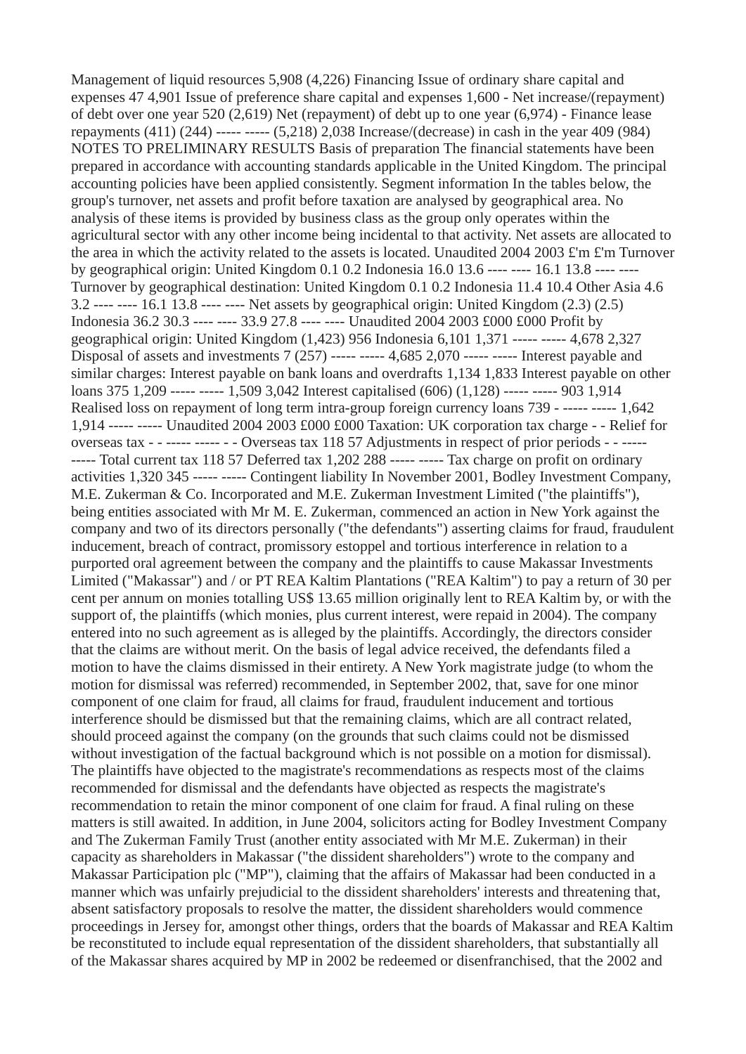Management of liquid resources 5,908 (4,226) Financing Issue of ordinary share capital and expenses 47 4,901 Issue of preference share capital and expenses 1,600 - Net increase/(repayment) of debt over one year 520 (2,619) Net (repayment) of debt up to one year (6,974) - Finance lease repayments (411) (244) ----- ----- (5,218) 2,038 Increase/(decrease) in cash in the year 409 (984) NOTES TO PRELIMINARY RESULTS Basis of preparation The financial statements have been prepared in accordance with accounting standards applicable in the United Kingdom. The principal accounting policies have been applied consistently. Segment information In the tables below, the group's turnover, net assets and profit before taxation are analysed by geographical area. No analysis of these items is provided by business class as the group only operates within the agricultural sector with any other income being incidental to that activity. Net assets are allocated to the area in which the activity related to the assets is located. Unaudited 2004 2003 £'m £'m Turnover by geographical origin: United Kingdom 0.1 0.2 Indonesia 16.0 13.6 ---- ---- 16.1 13.8 ---- ---- Turnover by geographical destination: United Kingdom 0.1 0.2 Indonesia 11.4 10.4 Other Asia 4.6 3.2 ---- ---- 16.1 13.8 ---- ---- Net assets by geographical origin: United Kingdom (2.3) (2.5) Indonesia 36.2 30.3 ---- ---- 33.9 27.8 ---- ---- Unaudited 2004 2003 £000 £000 Profit by geographical origin: United Kingdom (1,423) 956 Indonesia 6,101 1,371 ----- ----- 4,678 2,327 Disposal of assets and investments 7 (257) ----- ----- 4,685 2,070 ----- ----- Interest payable and similar charges: Interest payable on bank loans and overdrafts 1,134 1,833 Interest payable on other loans 375 1,209 ----- ----- 1,509 3,042 Interest capitalised (606) (1,128) ----- ----- 903 1,914 Realised loss on repayment of long term intra-group foreign currency loans 739 - ----- ----- 1,642 1,914 ----- ----- Unaudited 2004 2003 £000 £000 Taxation: UK corporation tax charge - - Relief for overseas tax - - ----- ----- - - Overseas tax 118 57 Adjustments in respect of prior periods - - ----- ----- Total current tax 118 57 Deferred tax 1,202 288 ----- ----- Tax charge on profit on ordinary activities 1,320 345 ----- ----- Contingent liability In November 2001, Bodley Investment Company, M.E. Zukerman & Co. Incorporated and M.E. Zukerman Investment Limited ("the plaintiffs"), being entities associated with Mr M. E. Zukerman, commenced an action in New York against the company and two of its directors personally ("the defendants") asserting claims for fraud, fraudulent inducement, breach of contract, promissory estoppel and tortious interference in relation to a purported oral agreement between the company and the plaintiffs to cause Makassar Investments Limited ("Makassar") and / or PT REA Kaltim Plantations ("REA Kaltim") to pay a return of 30 per cent per annum on monies totalling US$ 13.65 million originally lent to REA Kaltim by, or with the support of, the plaintiffs (which monies, plus current interest, were repaid in 2004). The company entered into no such agreement as is alleged by the plaintiffs. Accordingly, the directors consider that the claims are without merit. On the basis of legal advice received, the defendants filed a motion to have the claims dismissed in their entirety. A New York magistrate judge (to whom the motion for dismissal was referred) recommended, in September 2002, that, save for one minor component of one claim for fraud, all claims for fraud, fraudulent inducement and tortious interference should be dismissed but that the remaining claims, which are all contract related, should proceed against the company (on the grounds that such claims could not be dismissed without investigation of the factual background which is not possible on a motion for dismissal). The plaintiffs have objected to the magistrate's recommendations as respects most of the claims recommended for dismissal and the defendants have objected as respects the magistrate's recommendation to retain the minor component of one claim for fraud. A final ruling on these matters is still awaited. In addition, in June 2004, solicitors acting for Bodley Investment Company and The Zukerman Family Trust (another entity associated with Mr M.E. Zukerman) in their capacity as shareholders in Makassar ("the dissident shareholders") wrote to the company and Makassar Participation plc ("MP"), claiming that the affairs of Makassar had been conducted in a manner which was unfairly prejudicial to the dissident shareholders' interests and threatening that, absent satisfactory proposals to resolve the matter, the dissident shareholders would commence proceedings in Jersey for, amongst other things, orders that the boards of Makassar and REA Kaltim be reconstituted to include equal representation of the dissident shareholders, that substantially all of the Makassar shares acquired by MP in 2002 be redeemed or disenfranchised, that the 2002 and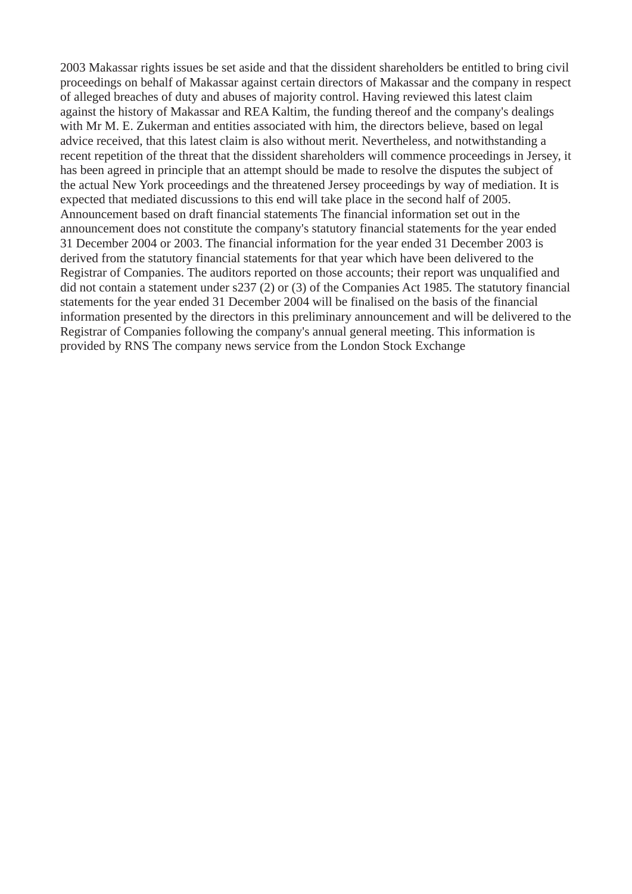2003 Makassar rights issues be set aside and that the dissident shareholders be entitled to bring civil proceedings on behalf of Makassar against certain directors of Makassar and the company in respect of alleged breaches of duty and abuses of majority control. Having reviewed this latest claim against the history of Makassar and REA Kaltim, the funding thereof and the company's dealings with Mr M. E. Zukerman and entities associated with him, the directors believe, based on legal advice received, that this latest claim is also without merit. Nevertheless, and notwithstanding a recent repetition of the threat that the dissident shareholders will commence proceedings in Jersey, it has been agreed in principle that an attempt should be made to resolve the disputes the subject of the actual New York proceedings and the threatened Jersey proceedings by way of mediation. It is expected that mediated discussions to this end will take place in the second half of 2005. Announcement based on draft financial statements The financial information set out in the announcement does not constitute the company's statutory financial statements for the year ended 31 December 2004 or 2003. The financial information for the year ended 31 December 2003 is derived from the statutory financial statements for that year which have been delivered to the Registrar of Companies. The auditors reported on those accounts; their report was unqualified and did not contain a statement under s237 (2) or (3) of the Companies Act 1985. The statutory financial statements for the year ended 31 December 2004 will be finalised on the basis of the financial information presented by the directors in this preliminary announcement and will be delivered to the Registrar of Companies following the company's annual general meeting. This information is provided by RNS The company news service from the London Stock Exchange